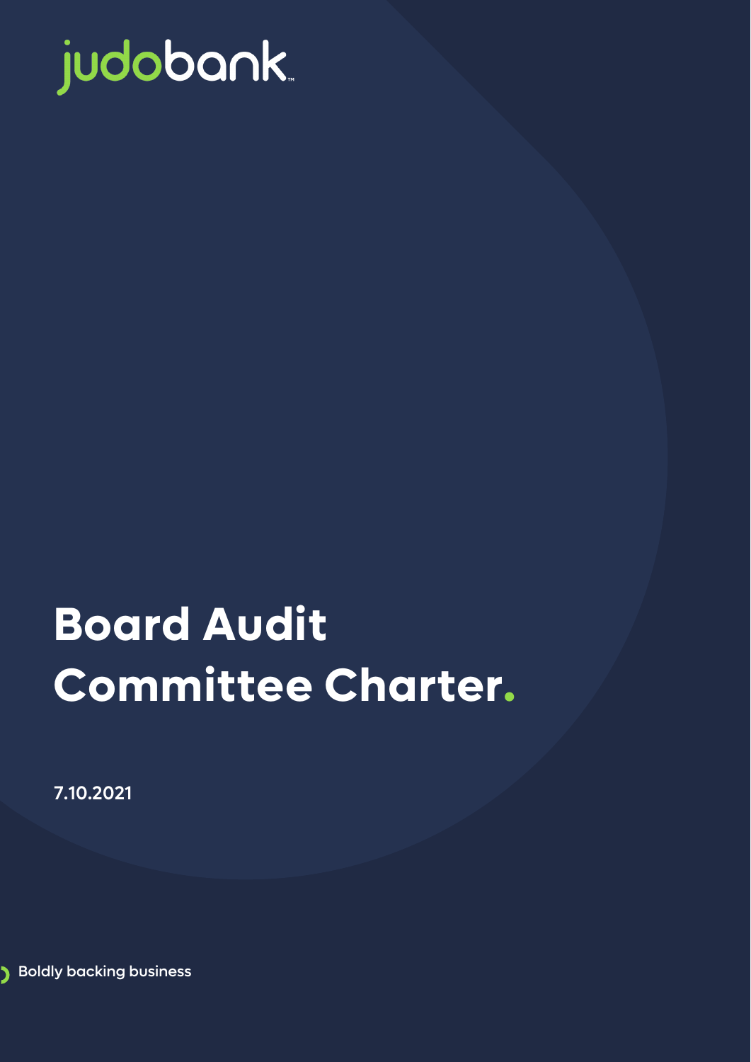judobank

# Board Audit Committee Charter.

7.10.2021

Boldly backing business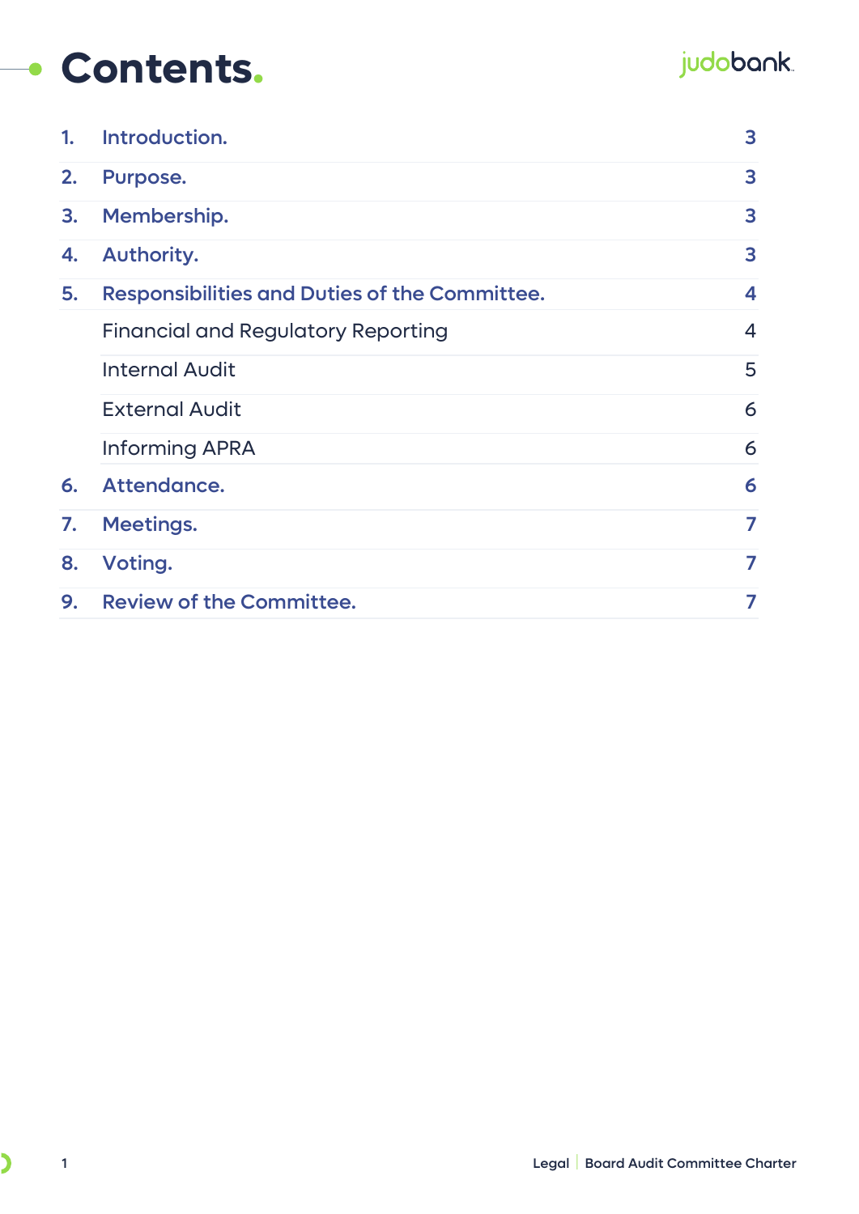# Contents.

| | | |
|---|---|---|
| 1. | Introduction. | 3 |
| 2. | Purpose. | 3 |
| 3. | Membership. | 3 |
| 4. | Authority. | 3 |
| 5. | Responsibilities and Duties of the Committee. | 4 |
| | Financial and Regulatory Reporting | 4 |
| | Internal Audit | 5 |
| | External Audit | 6 |
| | Informing APRA | 6 |
| 6. | Attendance. | 6 |
| 7. | Meetings. | 7 |
| 8. | Voting. | 7 |
| 9. | Review of the Committee. | 7 |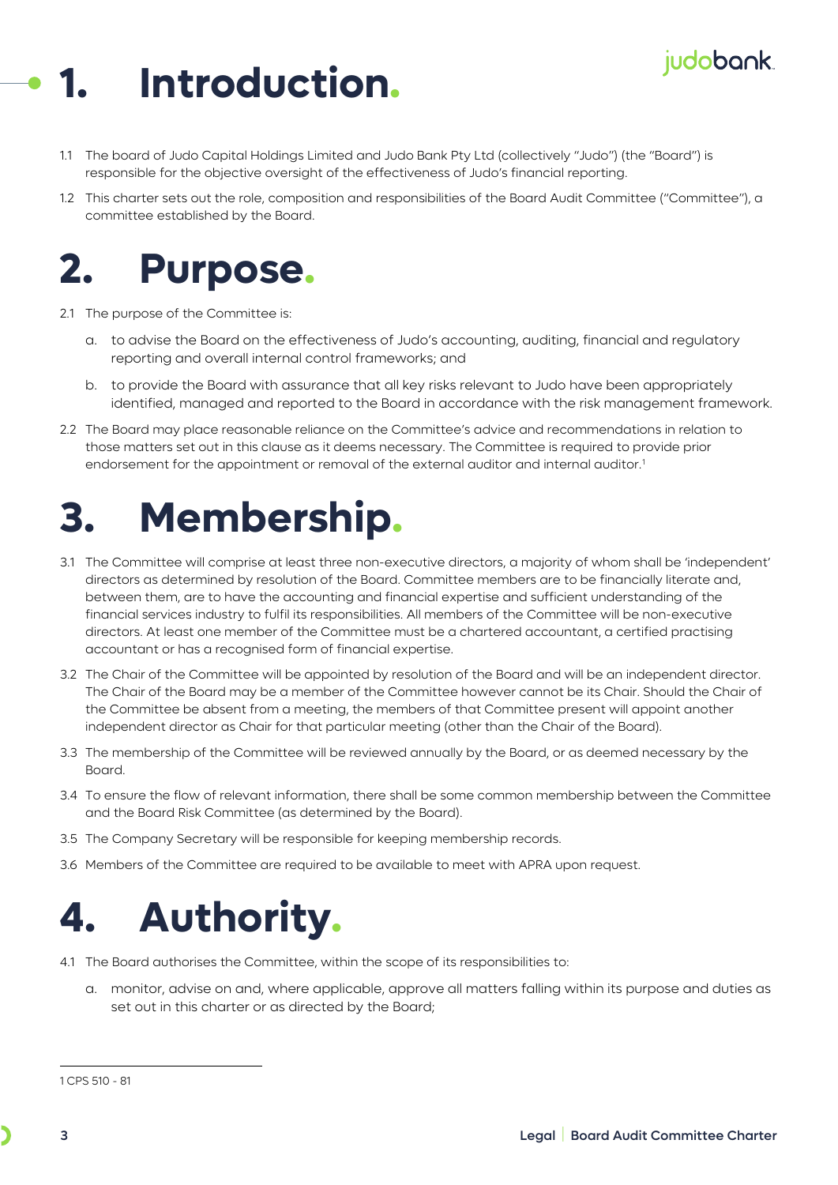# 1. Introduction.

1.1 The board of Judo Capital Holdings Limited and Judo Bank Pty Ltd (collectively "Judo") (the "Board") is responsible for the objective oversight of the effectiveness of Judo's financial reporting.

1.2 This charter sets out the role, composition and responsibilities of the Board Audit Committee ("Committee"), a committee established by the Board.

# 2. Purpose.

2.1 The purpose of the Committee is:

a. to advise the Board on the effectiveness of Judo's accounting, auditing, financial and regulatory reporting and overall internal control frameworks; and

b. to provide the Board with assurance that all key risks relevant to Judo have been appropriately identified, managed and reported to the Board in accordance with the risk management framework.

2.2 The Board may place reasonable reliance on the Committee's advice and recommendations in relation to those matters set out in this clause as it deems necessary. The Committee is required to provide prior endorsement for the appointment or removal of the external auditor and internal auditor.[1]

# 3. Membership.

3.1 The Committee will comprise at least three non-executive directors, a majority of whom shall be 'independent' directors as determined by resolution of the Board. Committee members are to be financially literate and, between them, are to have the accounting and financial expertise and sufficient understanding of the financial services industry to fulfil its responsibilities. All members of the Committee will be non-executive directors. At least one member of the Committee must be a chartered accountant, a certified practising accountant or has a recognised form of financial expertise.

3.2 The Chair of the Committee will be appointed by resolution of the Board and will be an independent director. The Chair of the Board may be a member of the Committee however cannot be its Chair. Should the Chair of the Committee be absent from a meeting, the members of that Committee present will appoint another independent director as Chair for that particular meeting (other than the Chair of the Board).

3.3 The membership of the Committee will be reviewed annually by the Board, or as deemed necessary by the Board.

3.4 To ensure the flow of relevant information, there shall be some common membership between the Committee and the Board Risk Committee (as determined by the Board).

3.5 The Company Secretary will be responsible for keeping membership records.

3.6 Members of the Committee are required to be available to meet with APRA upon request.

# 4. Authority.

4.1 The Board authorises the Committee, within the scope of its responsibilities to:

a. monitor, advise on and, where applicable, approve all matters falling within its purpose and duties as set out in this charter or as directed by the Board;

---

[1] CPS 510 - 81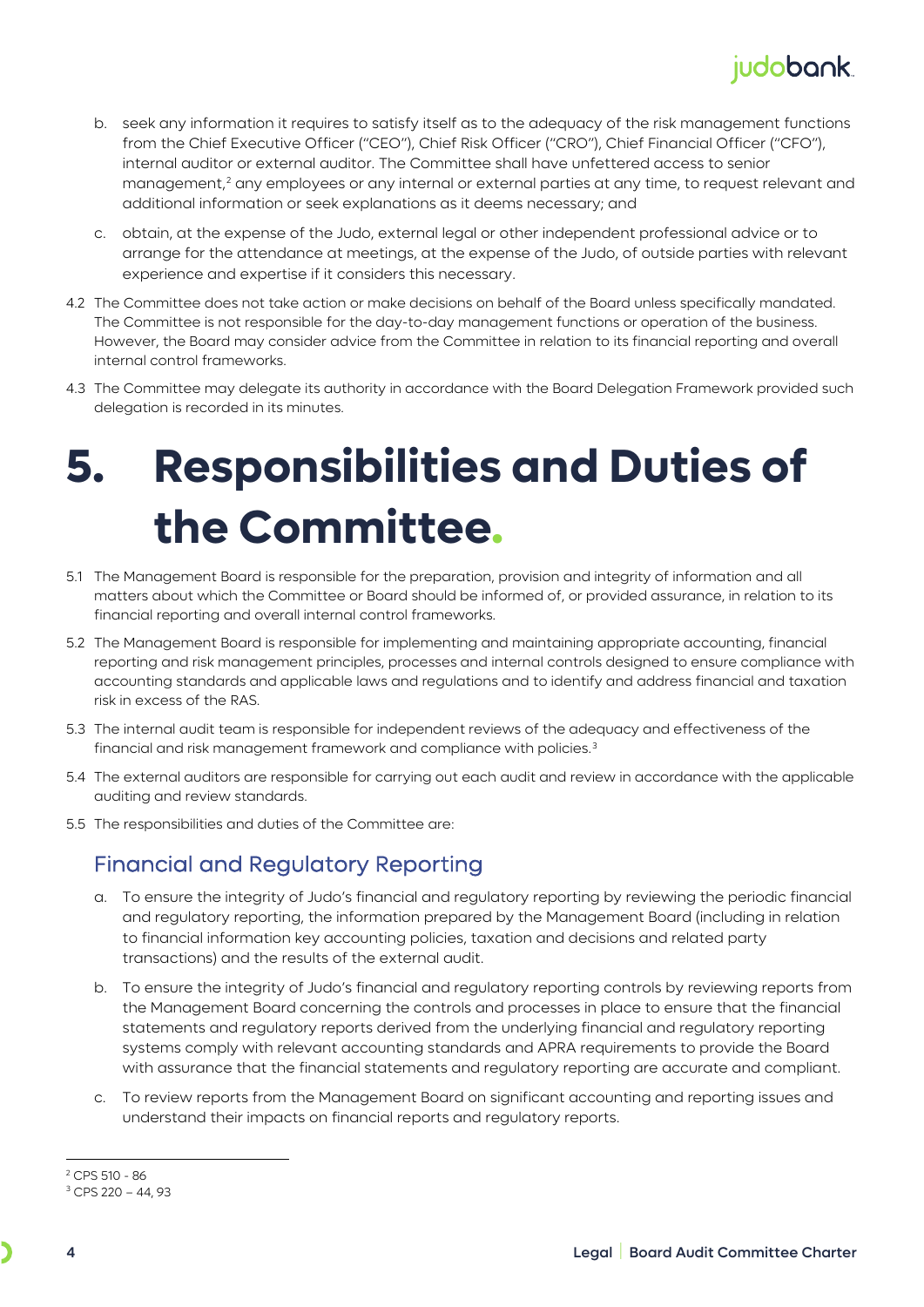b. seek any information it requires to satisfy itself as to the adequacy of the risk management functions from the Chief Executive Officer ("CEO"), Chief Risk Officer ("CRO"), Chief Financial Officer ("CFO"), internal auditor or external auditor. The Committee shall have unfettered access to senior management,[2] any employees or any internal or external parties at any time, to request relevant and additional information or seek explanations as it deems necessary; and

c. obtain, at the expense of the Judo, external legal or other independent professional advice or to arrange for the attendance at meetings, at the expense of the Judo, of outside parties with relevant experience and expertise if it considers this necessary.

4.2 The Committee does not take action or make decisions on behalf of the Board unless specifically mandated. The Committee is not responsible for the day-to-day management functions or operation of the business. However, the Board may consider advice from the Committee in relation to its financial reporting and overall internal control frameworks.

4.3 The Committee may delegate its authority in accordance with the Board Delegation Framework provided such delegation is recorded in its minutes.

# 5. Responsibilities and Duties of the Committee.

5.1 The Management Board is responsible for the preparation, provision and integrity of information and all matters about which the Committee or Board should be informed of, or provided assurance, in relation to its financial reporting and overall internal control frameworks.

5.2 The Management Board is responsible for implementing and maintaining appropriate accounting, financial reporting and risk management principles, processes and internal controls designed to ensure compliance with accounting standards and applicable laws and regulations and to identify and address financial and taxation risk in excess of the RAS.

5.3 The internal audit team is responsible for independent reviews of the adequacy and effectiveness of the financial and risk management framework and compliance with policies.[3]

5.4 The external auditors are responsible for carrying out each audit and review in accordance with the applicable auditing and review standards.

5.5 The responsibilities and duties of the Committee are:

## Financial and Regulatory Reporting

a. To ensure the integrity of Judo's financial and regulatory reporting by reviewing the periodic financial and regulatory reporting, the information prepared by the Management Board (including in relation to financial information key accounting policies, taxation and decisions and related party transactions) and the results of the external audit.

b. To ensure the integrity of Judo's financial and regulatory reporting controls by reviewing reports from the Management Board concerning the controls and processes in place to ensure that the financial statements and regulatory reports derived from the underlying financial and regulatory reporting systems comply with relevant accounting standards and APRA requirements to provide the Board with assurance that the financial statements and regulatory reporting are accurate and compliant.

c. To review reports from the Management Board on significant accounting and reporting issues and understand their impacts on financial reports and regulatory reports.

[2] CPS 510 - 86

[3] CPS 220 – 44, 93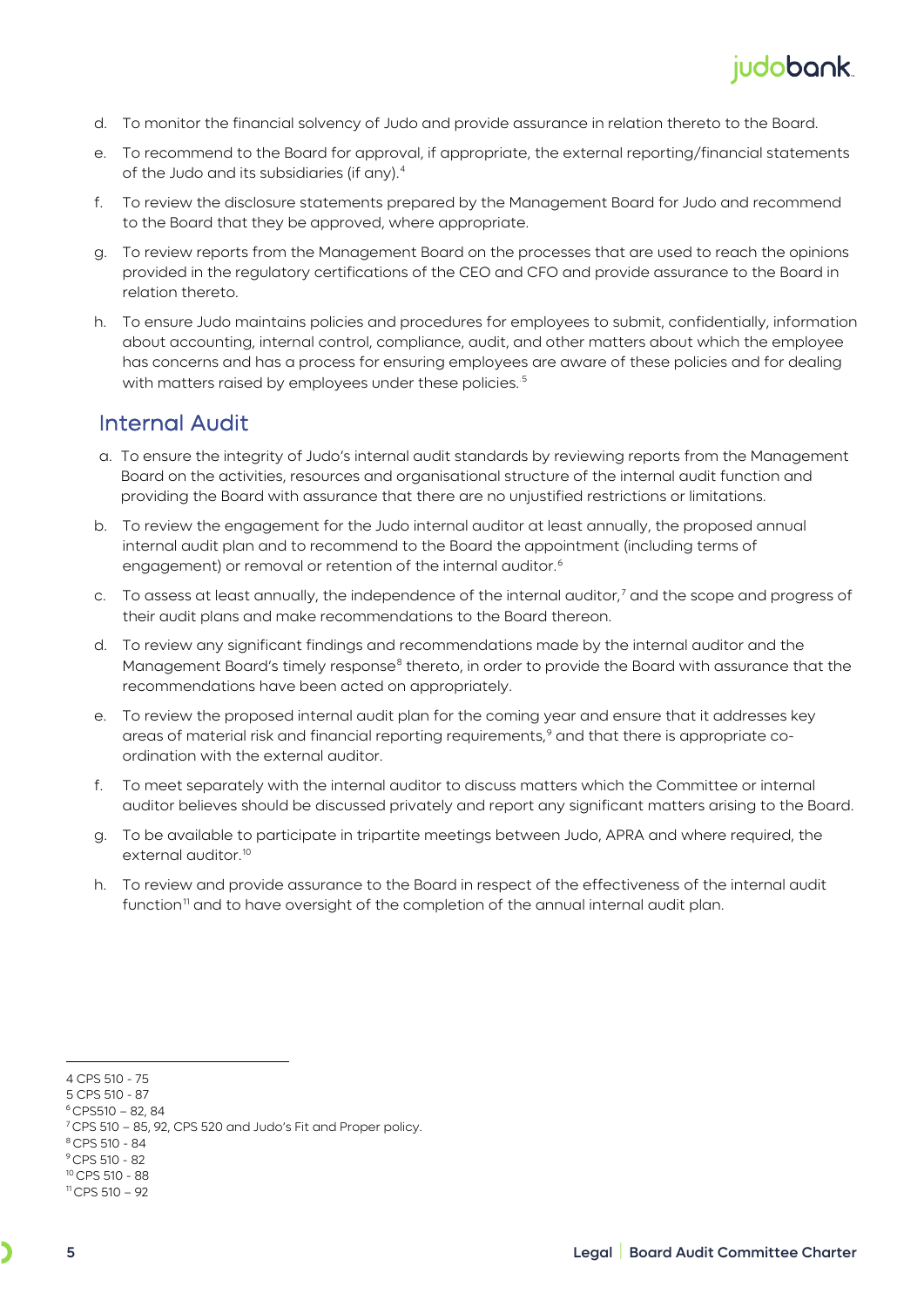d. To monitor the financial solvency of Judo and provide assurance in relation thereto to the Board.

e. To recommend to the Board for approval, if appropriate, the external reporting/financial statements of the Judo and its subsidiaries (if any).[4]

f. To review the disclosure statements prepared by the Management Board for Judo and recommend to the Board that they be approved, where appropriate.

g. To review reports from the Management Board on the processes that are used to reach the opinions provided in the regulatory certifications of the CEO and CFO and provide assurance to the Board in relation thereto.

h. To ensure Judo maintains policies and procedures for employees to submit, confidentially, information about accounting, internal control, compliance, audit, and other matters about which the employee has concerns and has a process for ensuring employees are aware of these policies and for dealing with matters raised by employees under these policies.[5]

## Internal Audit

a. To ensure the integrity of Judo's internal audit standards by reviewing reports from the Management Board on the activities, resources and organisational structure of the internal audit function and providing the Board with assurance that there are no unjustified restrictions or limitations.

b. To review the engagement for the Judo internal auditor at least annually, the proposed annual internal audit plan and to recommend to the Board the appointment (including terms of engagement) or removal or retention of the internal auditor.[6]

c. To assess at least annually, the independence of the internal auditor,[7] and the scope and progress of their audit plans and make recommendations to the Board thereon.

d. To review any significant findings and recommendations made by the internal auditor and the Management Board's timely response[8] thereto, in order to provide the Board with assurance that the recommendations have been acted on appropriately.

e. To review the proposed internal audit plan for the coming year and ensure that it addresses key areas of material risk and financial reporting requirements,[9] and that there is appropriate co-ordination with the external auditor.

f. To meet separately with the internal auditor to discuss matters which the Committee or internal auditor believes should be discussed privately and report any significant matters arising to the Board.

g. To be available to participate in tripartite meetings between Judo, APRA and where required, the external auditor.[10]

h. To review and provide assurance to the Board in respect of the effectiveness of the internal audit function[11] and to have oversight of the completion of the annual internal audit plan.

---

4 CPS 510 - 75

5 CPS 510 - 87

6 CPS510 – 82, 84

7 CPS 510 – 85, 92, CPS 520 and Judo's Fit and Proper policy.

8 CPS 510 - 84

9 CPS 510 - 82

10 CPS 510 - 88

11 CPS 510 – 92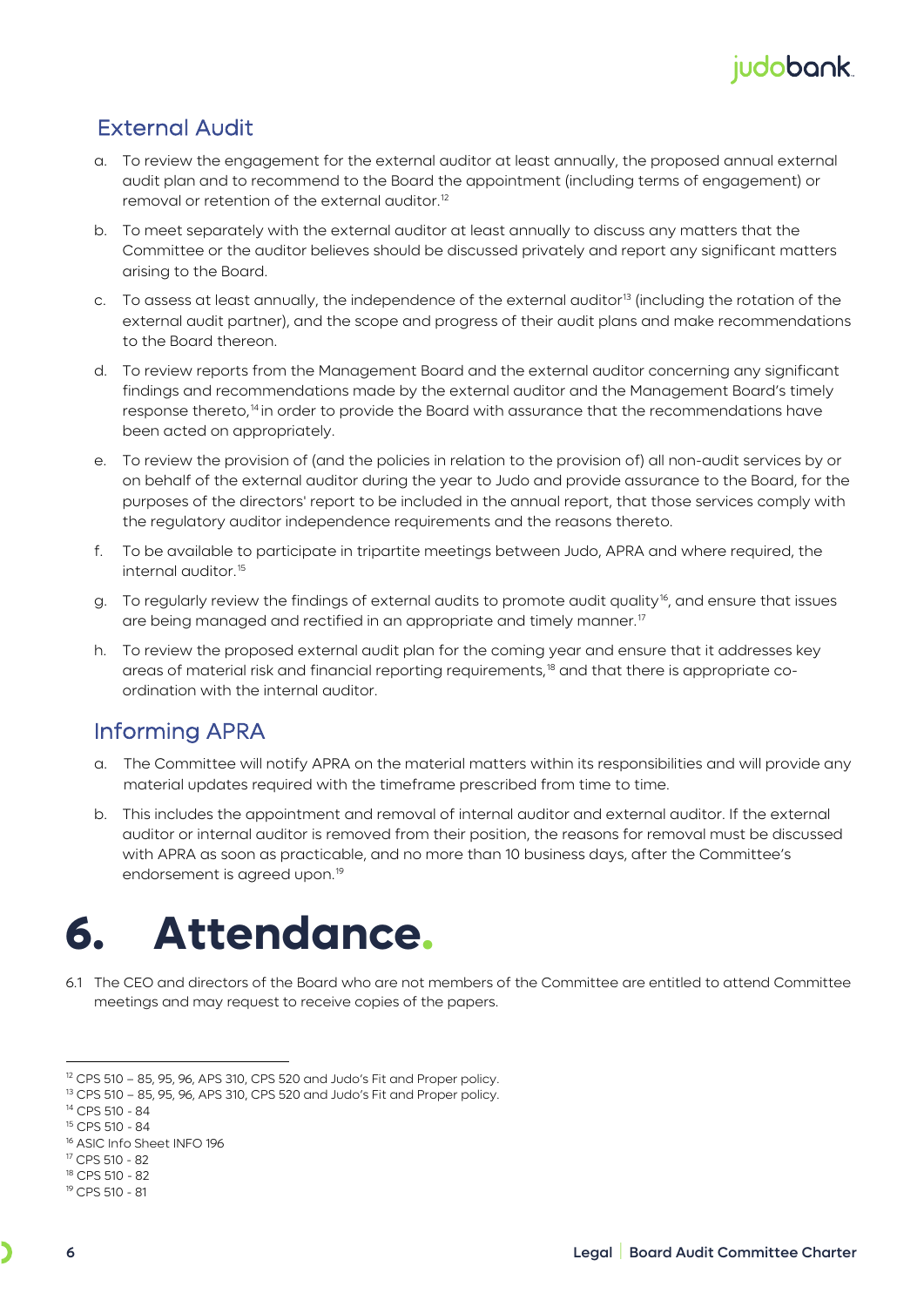## External Audit

a. To review the engagement for the external auditor at least annually, the proposed annual external audit plan and to recommend to the Board the appointment (including terms of engagement) or removal or retention of the external auditor.[12]

b. To meet separately with the external auditor at least annually to discuss any matters that the Committee or the auditor believes should be discussed privately and report any significant matters arising to the Board.

c. To assess at least annually, the independence of the external auditor[13] (including the rotation of the external audit partner), and the scope and progress of their audit plans and make recommendations to the Board thereon.

d. To review reports from the Management Board and the external auditor concerning any significant findings and recommendations made by the external auditor and the Management Board's timely response thereto,[14] in order to provide the Board with assurance that the recommendations have been acted on appropriately.

e. To review the provision of (and the policies in relation to the provision of) all non-audit services by or on behalf of the external auditor during the year to Judo and provide assurance to the Board, for the purposes of the directors' report to be included in the annual report, that those services comply with the regulatory auditor independence requirements and the reasons thereto.

f. To be available to participate in tripartite meetings between Judo, APRA and where required, the internal auditor.[15]

g. To regularly review the findings of external audits to promote audit quality[16], and ensure that issues are being managed and rectified in an appropriate and timely manner.[17]

h. To review the proposed external audit plan for the coming year and ensure that it addresses key areas of material risk and financial reporting requirements,[18] and that there is appropriate co-ordination with the internal auditor.

## Informing APRA

a. The Committee will notify APRA on the material matters within its responsibilities and will provide any material updates required with the timeframe prescribed from time to time.

b. This includes the appointment and removal of internal auditor and external auditor. If the external auditor or internal auditor is removed from their position, the reasons for removal must be discussed with APRA as soon as practicable, and no more than 10 business days, after the Committee's endorsement is agreed upon.[19]

# 6. Attendance.

6.1 The CEO and directors of the Board who are not members of the Committee are entitled to attend Committee meetings and may request to receive copies of the papers.

---

[12] CPS 510 – 85, 95, 96, APS 310, CPS 520 and Judo's Fit and Proper policy.
[13] CPS 510 – 85, 95, 96, APS 310, CPS 520 and Judo's Fit and Proper policy.
[14] CPS 510 - 84
[15] CPS 510 - 84
[16] ASIC Info Sheet INFO 196
[17] CPS 510 - 82
[18] CPS 510 - 82
[19] CPS 510 - 81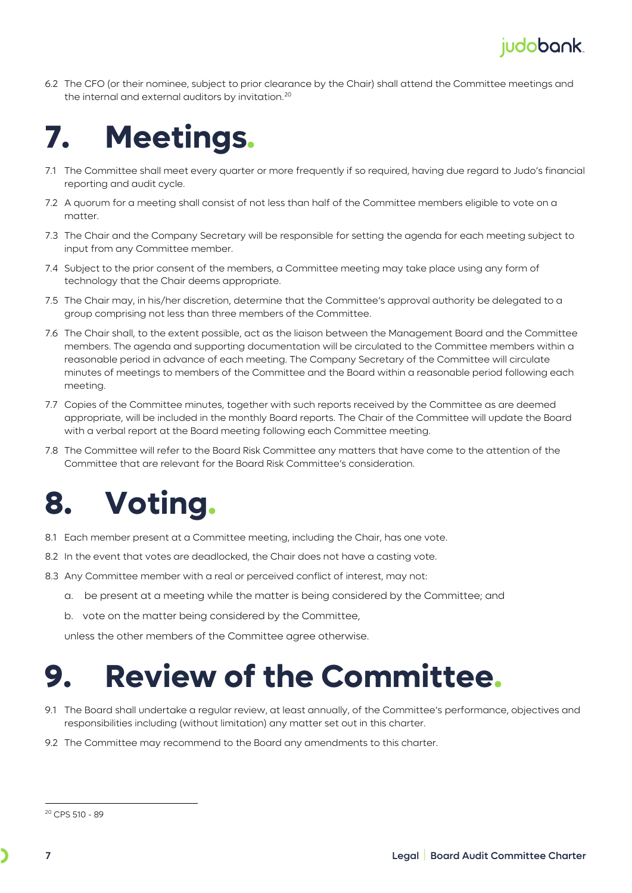6.2 The CFO (or their nominee, subject to prior clearance by the Chair) shall attend the Committee meetings and the internal and external auditors by invitation.[20]

# 7. Meetings.

7.1 The Committee shall meet every quarter or more frequently if so required, having due regard to Judo's financial reporting and audit cycle.

7.2 A quorum for a meeting shall consist of not less than half of the Committee members eligible to vote on a matter.

7.3 The Chair and the Company Secretary will be responsible for setting the agenda for each meeting subject to input from any Committee member.

7.4 Subject to the prior consent of the members, a Committee meeting may take place using any form of technology that the Chair deems appropriate.

7.5 The Chair may, in his/her discretion, determine that the Committee's approval authority be delegated to a group comprising not less than three members of the Committee.

7.6 The Chair shall, to the extent possible, act as the liaison between the Management Board and the Committee members. The agenda and supporting documentation will be circulated to the Committee members within a reasonable period in advance of each meeting. The Company Secretary of the Committee will circulate minutes of meetings to members of the Committee and the Board within a reasonable period following each meeting.

7.7 Copies of the Committee minutes, together with such reports received by the Committee as are deemed appropriate, will be included in the monthly Board reports. The Chair of the Committee will update the Board with a verbal report at the Board meeting following each Committee meeting.

7.8 The Committee will refer to the Board Risk Committee any matters that have come to the attention of the Committee that are relevant for the Board Risk Committee's consideration.

# 8. Voting.

8.1 Each member present at a Committee meeting, including the Chair, has one vote.

8.2 In the event that votes are deadlocked, the Chair does not have a casting vote.

8.3 Any Committee member with a real or perceived conflict of interest, may not:

a. be present at a meeting while the matter is being considered by the Committee; and

b. vote on the matter being considered by the Committee,

unless the other members of the Committee agree otherwise.

# 9. Review of the Committee.

9.1 The Board shall undertake a regular review, at least annually, of the Committee's performance, objectives and responsibilities including (without limitation) any matter set out in this charter.

9.2 The Committee may recommend to the Board any amendments to this charter.

[20] CPS 510 - 89